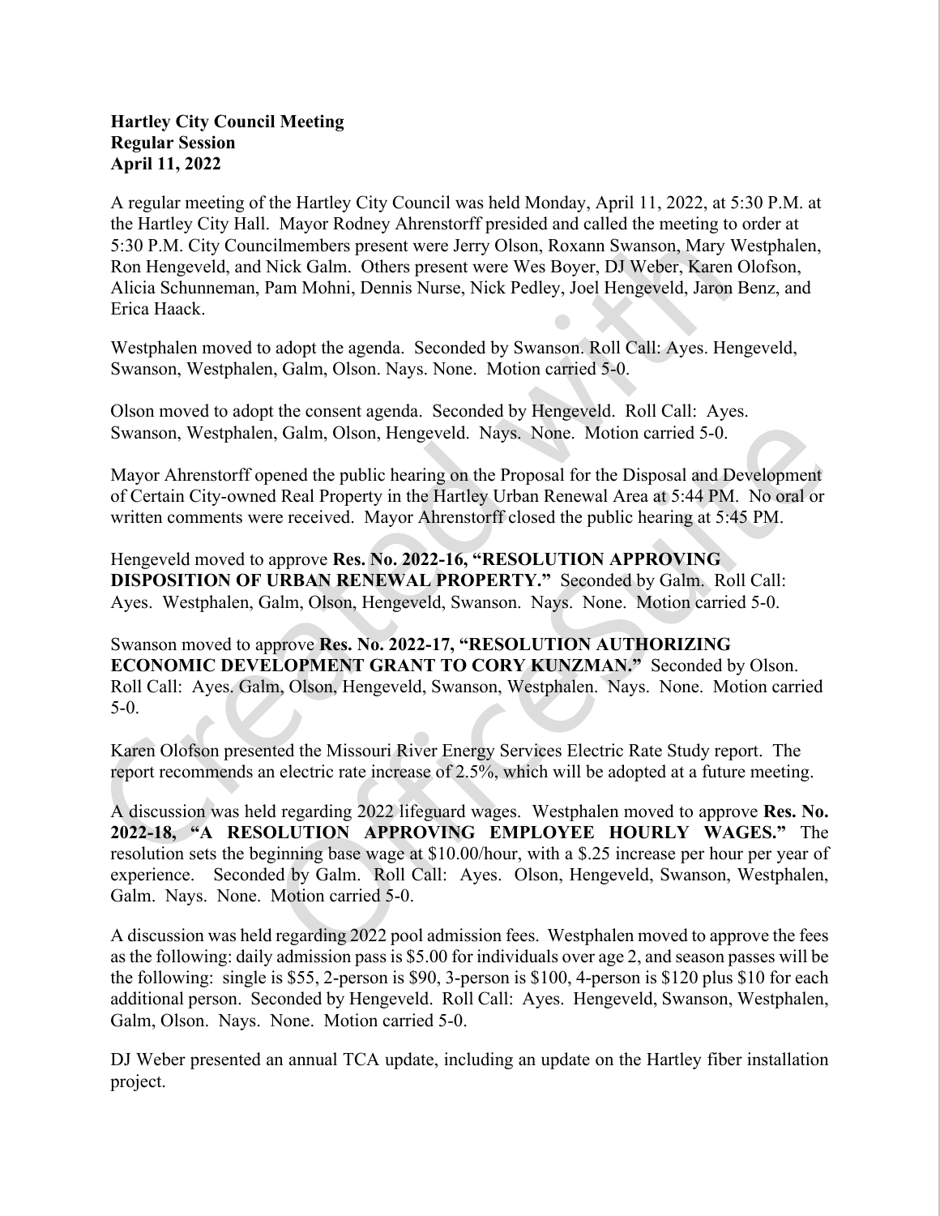**Hartley City Council Meeting**
**Regular Session**
**April 11, 2022**

A regular meeting of the Hartley City Council was held Monday, April 11, 2022, at 5:30 P.M. at the Hartley City Hall. Mayor Rodney Ahrenstorff presided and called the meeting to order at 5:30 P.M. City Councilmembers present were Jerry Olson, Roxann Swanson, Mary Westphalen, Ron Hengeveld, and Nick Galm. Others present were Wes Boyer, DJ Weber, Karen Olofson, Alicia Schunneman, Pam Mohni, Dennis Nurse, Nick Pedley, Joel Hengeveld, Jaron Benz, and Erica Haack.

Westphalen moved to adopt the agenda. Seconded by Swanson. Roll Call: Ayes. Hengeveld, Swanson, Westphalen, Galm, Olson. Nays. None. Motion carried 5-0.

Olson moved to adopt the consent agenda. Seconded by Hengeveld. Roll Call: Ayes. Swanson, Westphalen, Galm, Olson, Hengeveld. Nays. None. Motion carried 5-0.

Mayor Ahrenstorff opened the public hearing on the Proposal for the Disposal and Development of Certain City-owned Real Property in the Hartley Urban Renewal Area at 5:44 PM. No oral or written comments were received. Mayor Ahrenstorff closed the public hearing at 5:45 PM.

Hengeveld moved to approve **Res. No. 2022-16, "RESOLUTION APPROVING DISPOSITION OF URBAN RENEWAL PROPERTY."** Seconded by Galm. Roll Call: Ayes. Westphalen, Galm, Olson, Hengeveld, Swanson. Nays. None. Motion carried 5-0.

Swanson moved to approve **Res. No. 2022-17, "RESOLUTION AUTHORIZING ECONOMIC DEVELOPMENT GRANT TO CORY KUNZMAN."** Seconded by Olson. Roll Call: Ayes. Galm, Olson, Hengeveld, Swanson, Westphalen. Nays. None. Motion carried 5-0.

Karen Olofson presented the Missouri River Energy Services Electric Rate Study report. The report recommends an electric rate increase of 2.5%, which will be adopted at a future meeting.

A discussion was held regarding 2022 lifeguard wages. Westphalen moved to approve **Res. No. 2022-18, "A RESOLUTION APPROVING EMPLOYEE HOURLY WAGES."** The resolution sets the beginning base wage at $10.00/hour, with a $.25 increase per hour per year of experience. Seconded by Galm. Roll Call: Ayes. Olson, Hengeveld, Swanson, Westphalen, Galm. Nays. None. Motion carried 5-0.

A discussion was held regarding 2022 pool admission fees. Westphalen moved to approve the fees as the following: daily admission pass is $5.00 for individuals over age 2, and season passes will be the following: single is $55, 2-person is $90, 3-person is $100, 4-person is $120 plus $10 for each additional person. Seconded by Hengeveld. Roll Call: Ayes. Hengeveld, Swanson, Westphalen, Galm, Olson. Nays. None. Motion carried 5-0.

DJ Weber presented an annual TCA update, including an update on the Hartley fiber installation project.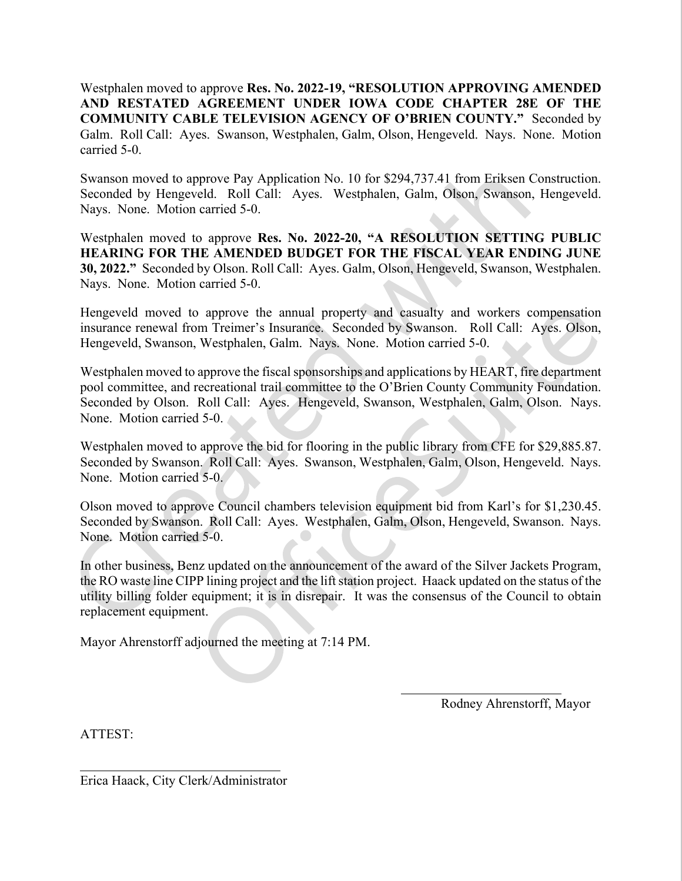Westphalen moved to approve **Res. No. 2022-19, "RESOLUTION APPROVING AMENDED AND RESTATED AGREEMENT UNDER IOWA CODE CHAPTER 28E OF THE COMMUNITY CABLE TELEVISION AGENCY OF O'BRIEN COUNTY."** Seconded by Galm. Roll Call: Ayes. Swanson, Westphalen, Galm, Olson, Hengeveld. Nays. None. Motion carried 5-0.

Swanson moved to approve Pay Application No. 10 for $294,737.41 from Eriksen Construction. Seconded by Hengeveld. Roll Call: Ayes. Westphalen, Galm, Olson, Swanson, Hengeveld. Nays. None. Motion carried 5-0.

Westphalen moved to approve **Res. No. 2022-20, "A RESOLUTION SETTING PUBLIC HEARING FOR THE AMENDED BUDGET FOR THE FISCAL YEAR ENDING JUNE 30, 2022."** Seconded by Olson. Roll Call: Ayes. Galm, Olson, Hengeveld, Swanson, Westphalen. Nays. None. Motion carried 5-0.

Hengeveld moved to approve the annual property and casualty and workers compensation insurance renewal from Treimer's Insurance. Seconded by Swanson. Roll Call: Ayes. Olson, Hengeveld, Swanson, Westphalen, Galm. Nays. None. Motion carried 5-0.

Westphalen moved to approve the fiscal sponsorships and applications by HEART, fire department pool committee, and recreational trail committee to the O'Brien County Community Foundation. Seconded by Olson. Roll Call: Ayes. Hengeveld, Swanson, Westphalen, Galm, Olson. Nays. None. Motion carried 5-0.

Westphalen moved to approve the bid for flooring in the public library from CFE for $29,885.87. Seconded by Swanson. Roll Call: Ayes. Swanson, Westphalen, Galm, Olson, Hengeveld. Nays. None. Motion carried 5-0.

Olson moved to approve Council chambers television equipment bid from Karl's for $1,230.45. Seconded by Swanson. Roll Call: Ayes. Westphalen, Galm, Olson, Hengeveld, Swanson. Nays. None. Motion carried 5-0.

In other business, Benz updated on the announcement of the award of the Silver Jackets Program, the RO waste line CIPP lining project and the lift station project. Haack updated on the status of the utility billing folder equipment; it is in disrepair. It was the consensus of the Council to obtain replacement equipment.

Mayor Ahrenstorff adjourned the meeting at 7:14 PM.

\_\_\_\_\_\_\_\_\_\_\_\_\_\_\_\_\_\_\_\_\_\_\_\_\_\_

Rodney Ahrenstorff, Mayor

ATTEST:

\_\_\_\_\_\_\_\_\_\_\_\_\_\_\_\_\_\_\_\_\_\_\_\_\_\_

Erica Haack, City Clerk/Administrator